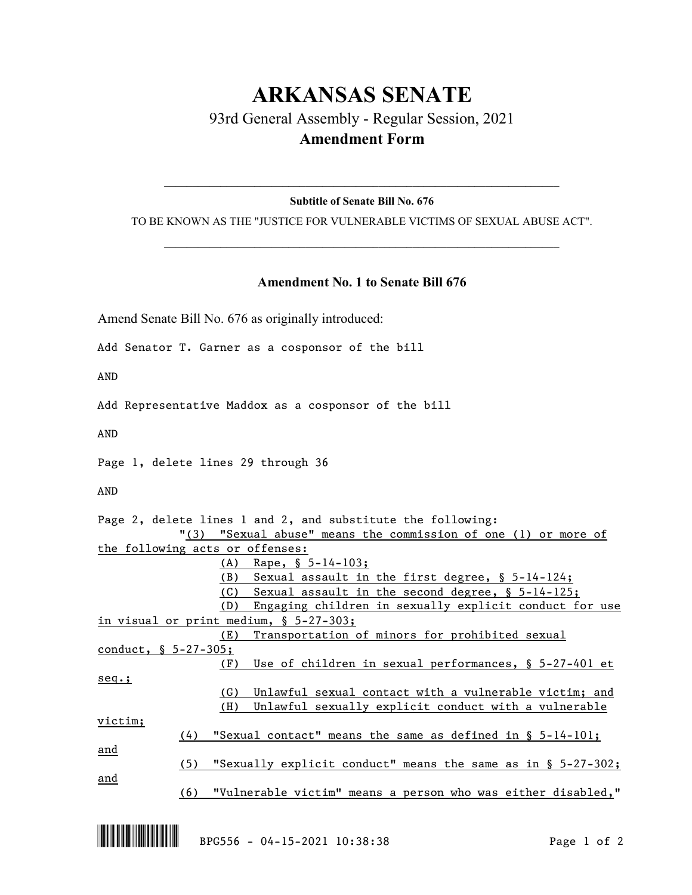# ARKANSAS SENATE

## 93rd General Assembly - Regular Session, 2021

## Amendment Form

---

**Subtitle of Senate Bill No. 676**

TO BE KNOWN AS THE "JUSTICE FOR VULNERABLE VICTIMS OF SEXUAL ABUSE ACT".

---

### Amendment No. 1 to Senate Bill 676

Amend Senate Bill No. 676 as originally introduced:

Add Senator T. Garner as a cosponsor of the bill

AND

Add Representative Maddox as a cosponsor of the bill

AND

Page 1, delete lines 29 through 36

AND

Page 2, delete lines 1 and 2, and substitute the following:

"(3) "Sexual abuse" means the commission of one (1) or more of the following acts or offenses:

(A) Rape, § 5-14-103;

(B) Sexual assault in the first degree, § 5-14-124;

(C) Sexual assault in the second degree, § 5-14-125;

(D) Engaging children in sexually explicit conduct for use in visual or print medium, § 5-27-303;

(E) Transportation of minors for prohibited sexual conduct, § 5-27-305;

(F) Use of children in sexual performances, § 5-27-401 et seq.;

(G) Unlawful sexual contact with a vulnerable victim; and

(H) Unlawful sexually explicit conduct with a vulnerable victim;

(4) "Sexual contact" means the same as defined in § 5-14-101; and

(5) "Sexually explicit conduct" means the same as in § 5-27-302; and

(6) "Vulnerable victim" means a person who was either disabled,"

BPG556 - 04-15-2021 10:38:38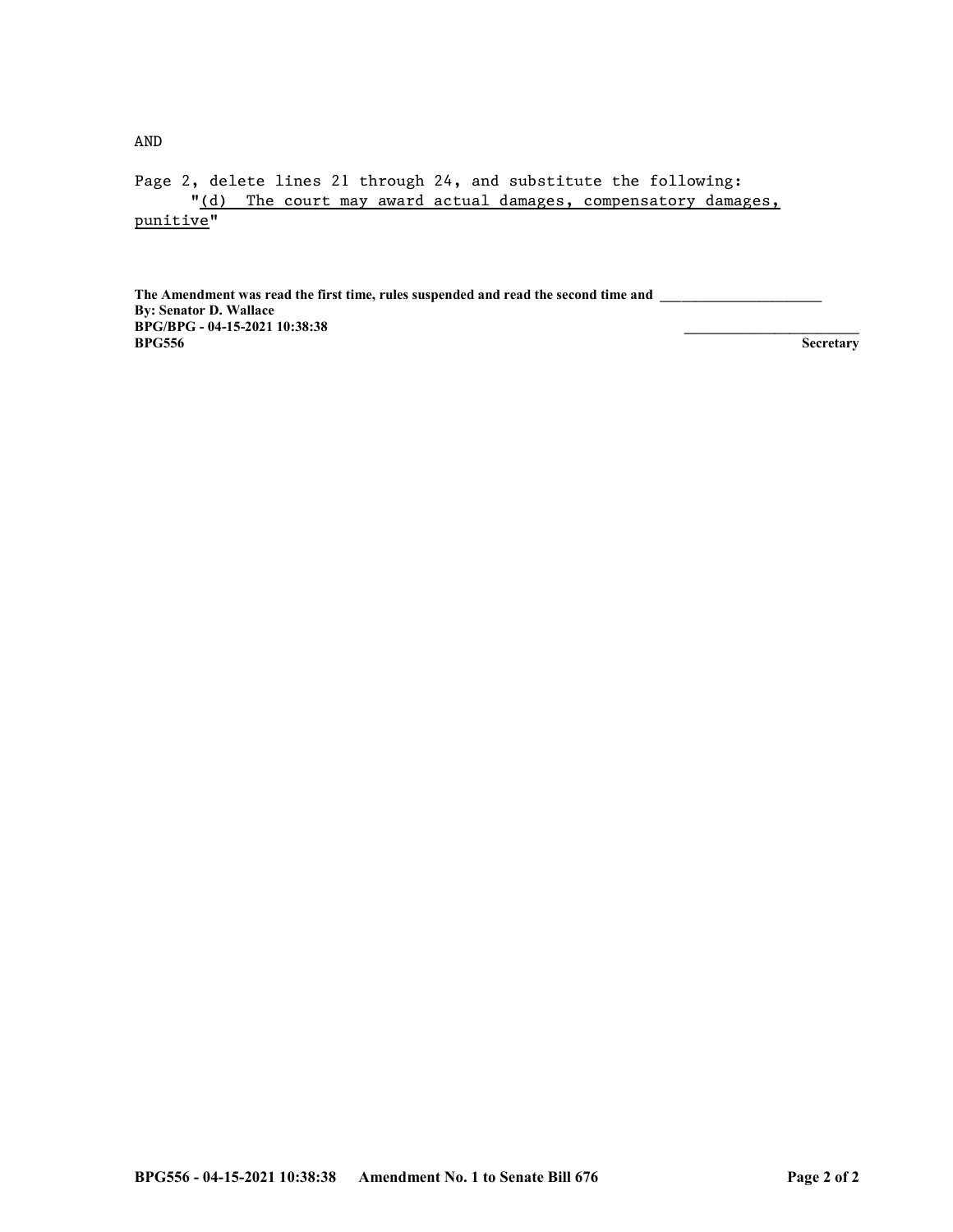AND

Page 2, delete lines 21 through 24, and substitute the following:
"<u>(d) The court may award actual damages, compensatory damages, punitive</u>"

**The Amendment was read the first time, rules suspended and read the second time and \_\_\_\_\_\_\_\_\_\_\_\_\_\_\_\_\_\_\_\_\_\_\_**
**By: Senator D. Wallace**
**BPG/BPG - 04-15-2021 10:38:38**
**BPG556**

**\_\_\_\_\_\_\_\_\_\_\_\_\_\_\_\_\_\_\_\_\_\_\_\_\_**
**Secretary**